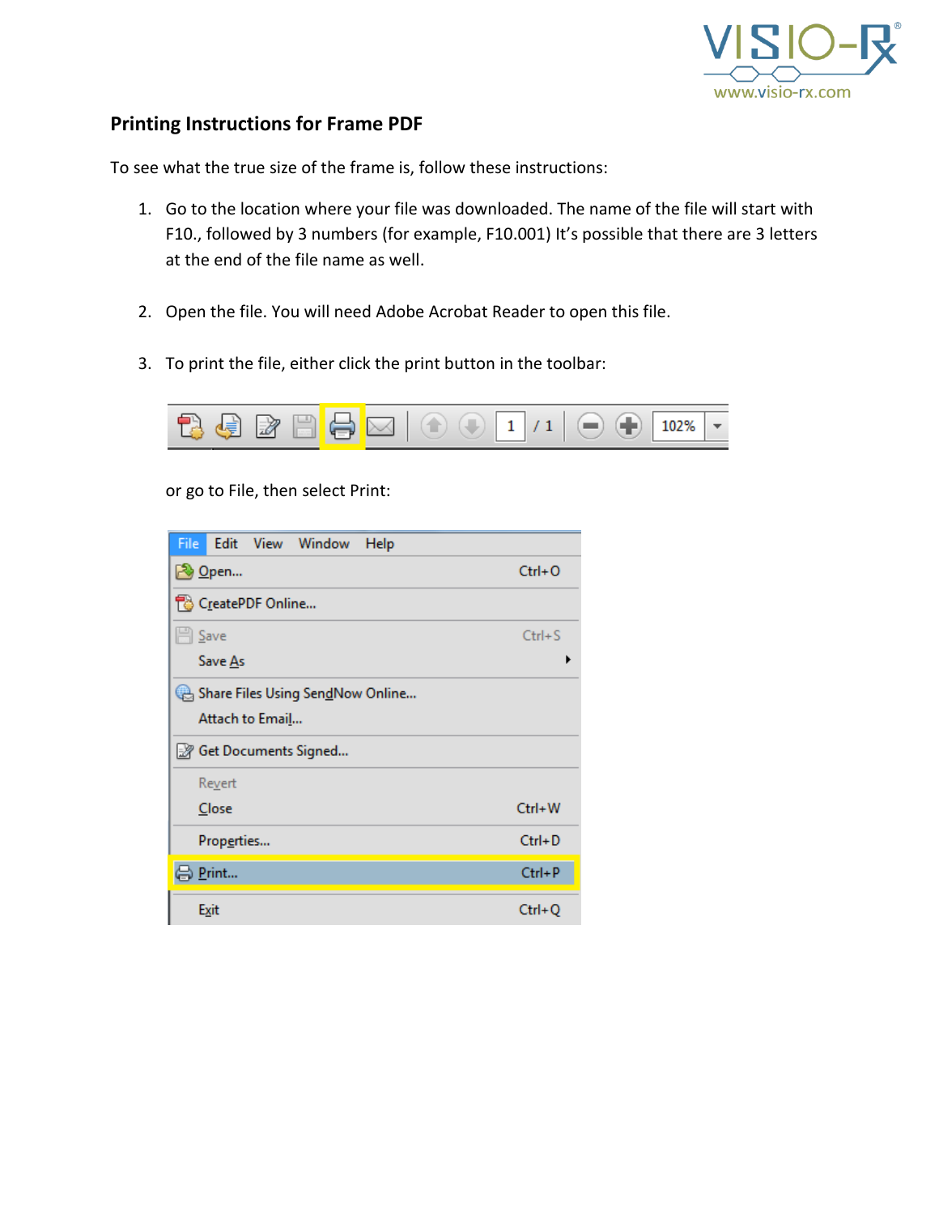## Printing Instructions for Frame PDF

To see what the true size of the frame is, follow these instructions:

1. Go to the location where your file was downloaded. The name of the file will start with F10., followed by 3 numbers (for example, F10.001) It's possible that there are 3 letters at the end of the file name as well.

2. Open the file. You will need Adobe Acrobat Reader to open this file.

3. To print the file, either click the print button in the toolbar:

   or go to File, then select Print: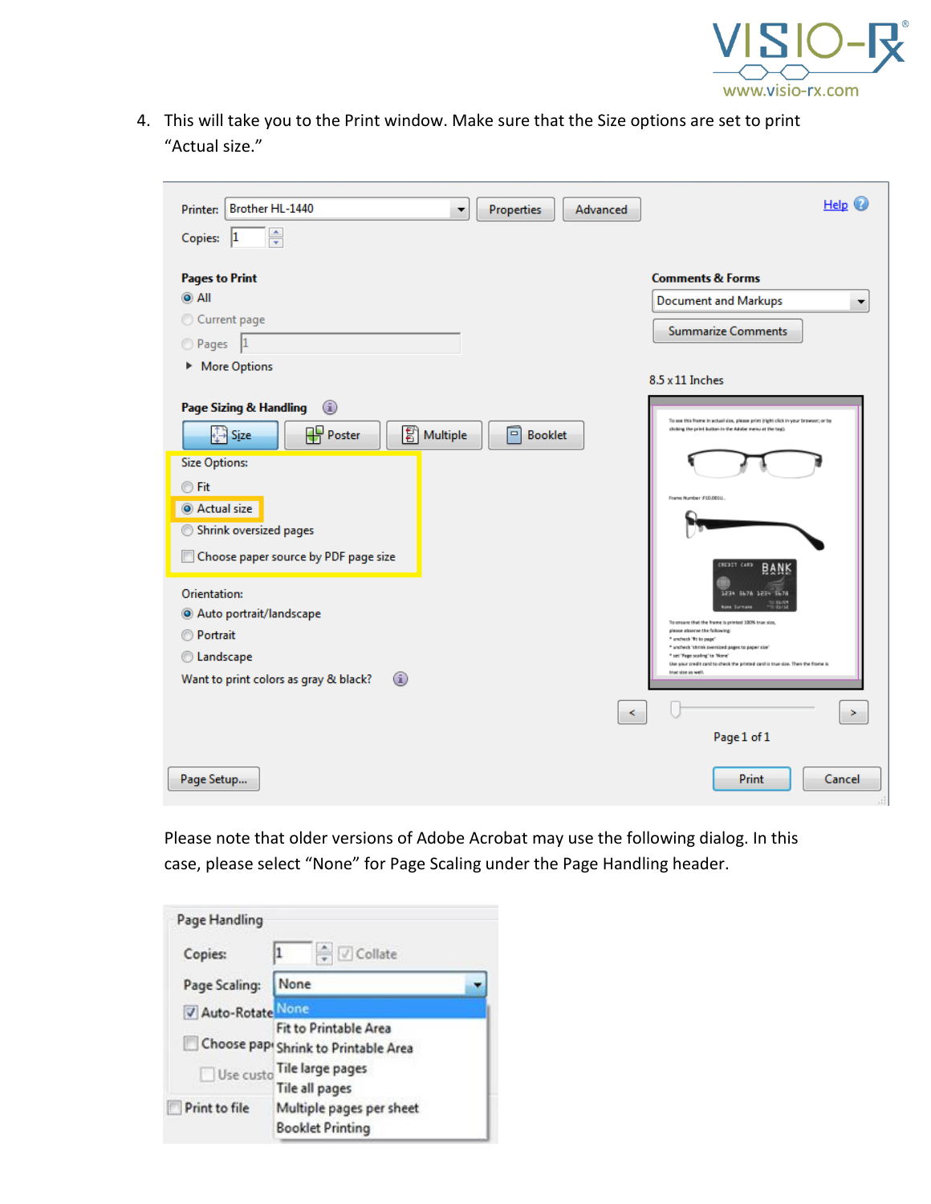4. This will take you to the Print window. Make sure that the Size options are set to print "Actual size."

Please note that older versions of Adobe Acrobat may use the following dialog. In this case, please select "None" for Page Scaling under the Page Handling header.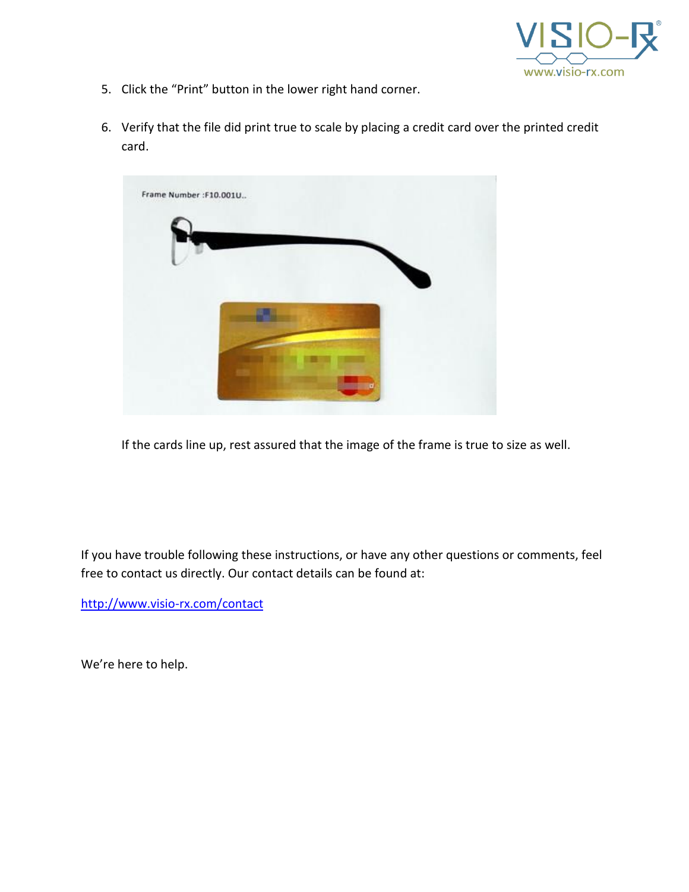5. Click the "Print" button in the lower right hand corner.

6. Verify that the file did print true to scale by placing a credit card over the printed credit card.

   Frame Number :F10.001U..

   If the cards line up, rest assured that the image of the frame is true to size as well.

If you have trouble following these instructions, or have any other questions or comments, feel free to contact us directly. Our contact details can be found at:

[http://www.visio-rx.com/contact](http://www.visio-rx.com/contact)

We're here to help.